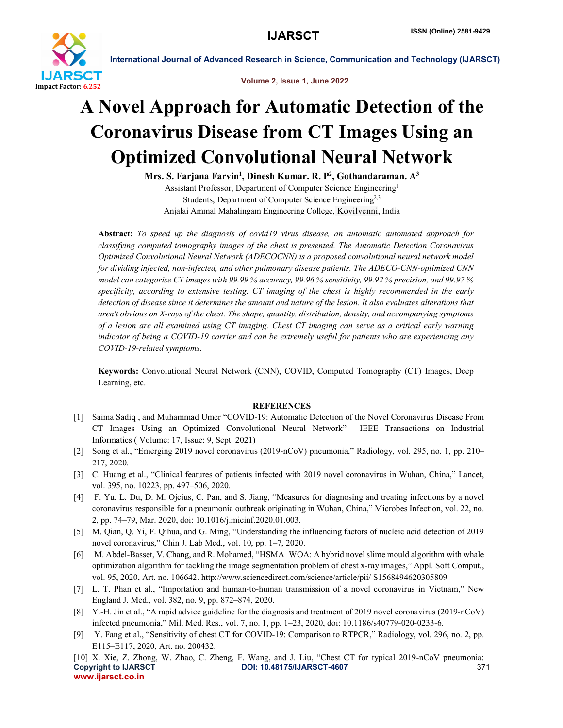# A Novel Approach for Automatic Detection of the Coronavirus Disease from CT Images Using an Optimized Convolutional Neural Network

**Mrs. S. Farjana Farvin[1], Dinesh Kumar. R. P[2], Gothandaraman. A[3]**

Assistant Professor, Department of Computer Science Engineering[1]

Students, Department of Computer Science Engineering[2,3]

Anjalai Ammal Mahalingam Engineering College, Kovilvenni, India

**Abstract:** *To speed up the diagnosis of covid19 virus disease, an automatic automated approach for classifying computed tomography images of the chest is presented. The Automatic Detection Coronavirus Optimized Convolutional Neural Network (ADECOCNN) is a proposed convolutional neural network model for dividing infected, non-infected, and other pulmonary disease patients. The ADECO-CNN-optimized CNN model can categorise CT images with 99.99 % accuracy, 99.96 % sensitivity, 99.92 % precision, and 99.97 % specificity, according to extensive testing. CT imaging of the chest is highly recommended in the early detection of disease since it determines the amount and nature of the lesion. It also evaluates alterations that aren't obvious on X-rays of the chest. The shape, quantity, distribution, density, and accompanying symptoms of a lesion are all examined using CT imaging. Chest CT imaging can serve as a critical early warning indicator of being a COVID-19 carrier and can be extremely useful for patients who are experiencing any COVID-19-related symptoms.*

**Keywords:** Convolutional Neural Network (CNN), COVID, Computed Tomography (CT) Images, Deep Learning, etc.

## REFERENCES

[1] Saima Sadiq , and Muhammad Umer "COVID-19: Automatic Detection of the Novel Coronavirus Disease From CT Images Using an Optimized Convolutional Neural Network" IEEE Transactions on Industrial Informatics ( Volume: 17, Issue: 9, Sept. 2021)

[2] Song et al., "Emerging 2019 novel coronavirus (2019-nCoV) pneumonia," Radiology, vol. 295, no. 1, pp. 210–217, 2020.

[3] C. Huang et al., "Clinical features of patients infected with 2019 novel coronavirus in Wuhan, China," Lancet, vol. 395, no. 10223, pp. 497–506, 2020.

[4] F. Yu, L. Du, D. M. Ojcius, C. Pan, and S. Jiang, "Measures for diagnosing and treating infections by a novel coronavirus responsible for a pneumonia outbreak originating in Wuhan, China," Microbes Infection, vol. 22, no. 2, pp. 74–79, Mar. 2020, doi: 10.1016/j.micinf.2020.01.003.

[5] M. Qian, Q. Yi, F. Qihua, and G. Ming, "Understanding the influencing factors of nucleic acid detection of 2019 novel coronavirus," Chin J. Lab Med., vol. 10, pp. 1–7, 2020.

[6] M. Abdel-Basset, V. Chang, and R. Mohamed, "HSMA_WOA: A hybrid novel slime mould algorithm with whale optimization algorithm for tackling the image segmentation problem of chest x-ray images," Appl. Soft Comput., vol. 95, 2020, Art. no. 106642. http://www.sciencedirect.com/science/article/pii/ S1568494620305809

[7] L. T. Phan et al., "Importation and human-to-human transmission of a novel coronavirus in Vietnam," New England J. Med., vol. 382, no. 9, pp. 872–874, 2020.

[8] Y.-H. Jin et al., "A rapid advice guideline for the diagnosis and treatment of 2019 novel coronavirus (2019-nCoV) infected pneumonia," Mil. Med. Res., vol. 7, no. 1, pp. 1–23, 2020, doi: 10.1186/s40779-020-0233-6.

[9] Y. Fang et al., "Sensitivity of chest CT for COVID-19: Comparison to RTPCR," Radiology, vol. 296, no. 2, pp. E115–E117, 2020, Art. no. 200432.

[10] X. Xie, Z. Zhong, W. Zhao, C. Zheng, F. Wang, and J. Liu, "Chest CT for typical 2019-nCoV pneumonia: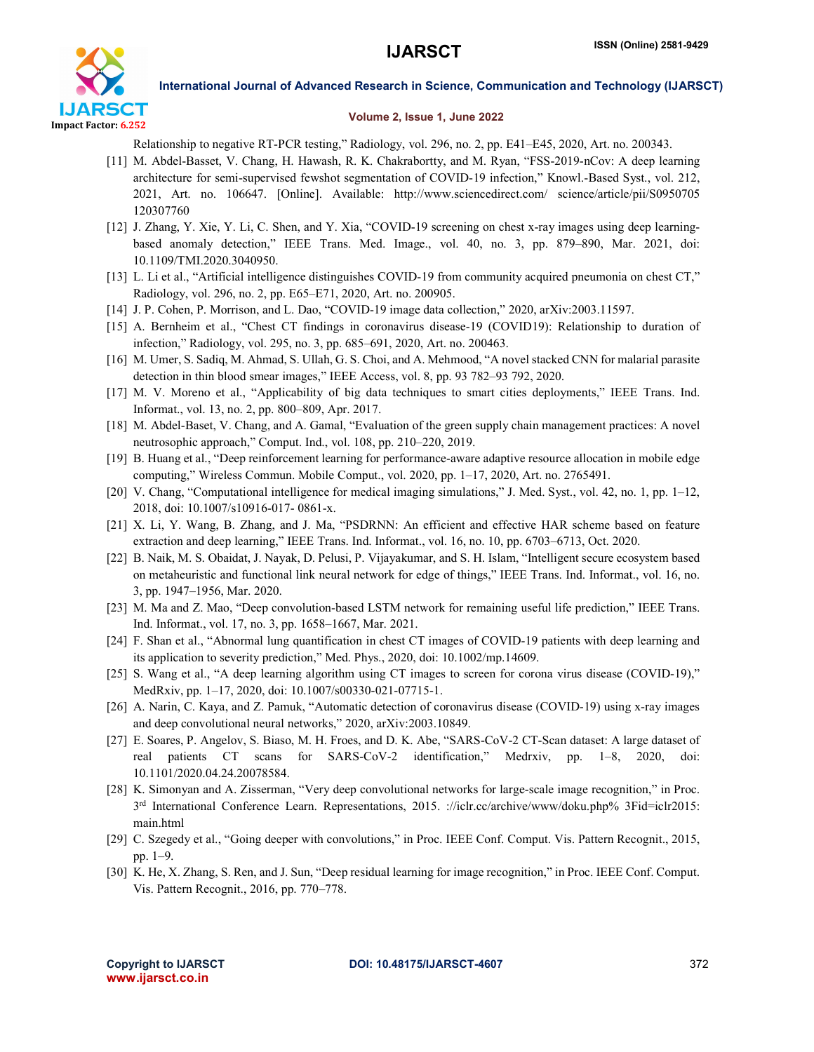Relationship to negative RT-PCR testing," Radiology, vol. 296, no. 2, pp. E41–E45, 2020, Art. no. 200343.

[11] M. Abdel-Basset, V. Chang, H. Hawash, R. K. Chakrabortty, and M. Ryan, "FSS-2019-nCov: A deep learning architecture for semi-supervised fewshot segmentation of COVID-19 infection," Knowl.-Based Syst., vol. 212, 2021, Art. no. 106647. [Online]. Available: http://www.sciencedirect.com/ science/article/pii/S0950705120307760

[12] J. Zhang, Y. Xie, Y. Li, C. Shen, and Y. Xia, "COVID-19 screening on chest x-ray images using deep learning-based anomaly detection," IEEE Trans. Med. Image., vol. 40, no. 3, pp. 879–890, Mar. 2021, doi: 10.1109/TMI.2020.3040950.

[13] L. Li et al., "Artificial intelligence distinguishes COVID-19 from community acquired pneumonia on chest CT," Radiology, vol. 296, no. 2, pp. E65–E71, 2020, Art. no. 200905.

[14] J. P. Cohen, P. Morrison, and L. Dao, "COVID-19 image data collection," 2020, arXiv:2003.11597.

[15] A. Bernheim et al., "Chest CT findings in coronavirus disease-19 (COVID19): Relationship to duration of infection," Radiology, vol. 295, no. 3, pp. 685–691, 2020, Art. no. 200463.

[16] M. Umer, S. Sadiq, M. Ahmad, S. Ullah, G. S. Choi, and A. Mehmood, "A novel stacked CNN for malarial parasite detection in thin blood smear images," IEEE Access, vol. 8, pp. 93 782–93 792, 2020.

[17] M. V. Moreno et al., "Applicability of big data techniques to smart cities deployments," IEEE Trans. Ind. Informat., vol. 13, no. 2, pp. 800–809, Apr. 2017.

[18] M. Abdel-Baset, V. Chang, and A. Gamal, "Evaluation of the green supply chain management practices: A novel neutrosophic approach," Comput. Ind., vol. 108, pp. 210–220, 2019.

[19] B. Huang et al., "Deep reinforcement learning for performance-aware adaptive resource allocation in mobile edge computing," Wireless Commun. Mobile Comput., vol. 2020, pp. 1–17, 2020, Art. no. 2765491.

[20] V. Chang, "Computational intelligence for medical imaging simulations," J. Med. Syst., vol. 42, no. 1, pp. 1–12, 2018, doi: 10.1007/s10916-017- 0861-x.

[21] X. Li, Y. Wang, B. Zhang, and J. Ma, "PSDRNN: An efficient and effective HAR scheme based on feature extraction and deep learning," IEEE Trans. Ind. Informat., vol. 16, no. 10, pp. 6703–6713, Oct. 2020.

[22] B. Naik, M. S. Obaidat, J. Nayak, D. Pelusi, P. Vijayakumar, and S. H. Islam, "Intelligent secure ecosystem based on metaheuristic and functional link neural network for edge of things," IEEE Trans. Ind. Informat., vol. 16, no. 3, pp. 1947–1956, Mar. 2020.

[23] M. Ma and Z. Mao, "Deep convolution-based LSTM network for remaining useful life prediction," IEEE Trans. Ind. Informat., vol. 17, no. 3, pp. 1658–1667, Mar. 2021.

[24] F. Shan et al., "Abnormal lung quantification in chest CT images of COVID-19 patients with deep learning and its application to severity prediction," Med. Phys., 2020, doi: 10.1002/mp.14609.

[25] S. Wang et al., "A deep learning algorithm using CT images to screen for corona virus disease (COVID-19)," MedRxiv, pp. 1–17, 2020, doi: 10.1007/s00330-021-07715-1.

[26] A. Narin, C. Kaya, and Z. Pamuk, "Automatic detection of coronavirus disease (COVID-19) using x-ray images and deep convolutional neural networks," 2020, arXiv:2003.10849.

[27] E. Soares, P. Angelov, S. Biaso, M. H. Froes, and D. K. Abe, "SARS-CoV-2 CT-Scan dataset: A large dataset of real patients CT scans for SARS-CoV-2 identification," Medrxiv, pp. 1–8, 2020, doi: 10.1101/2020.04.24.20078584.

[28] K. Simonyan and A. Zisserman, "Very deep convolutional networks for large-scale image recognition," in Proc. 3rd International Conference Learn. Representations, 2015. ://iclr.cc/archive/www/doku.php% 3Fid=iclr2015: main.html

[29] C. Szegedy et al., "Going deeper with convolutions," in Proc. IEEE Conf. Comput. Vis. Pattern Recognit., 2015, pp. 1–9.

[30] K. He, X. Zhang, S. Ren, and J. Sun, "Deep residual learning for image recognition," in Proc. IEEE Conf. Comput. Vis. Pattern Recognit., 2016, pp. 770–778.